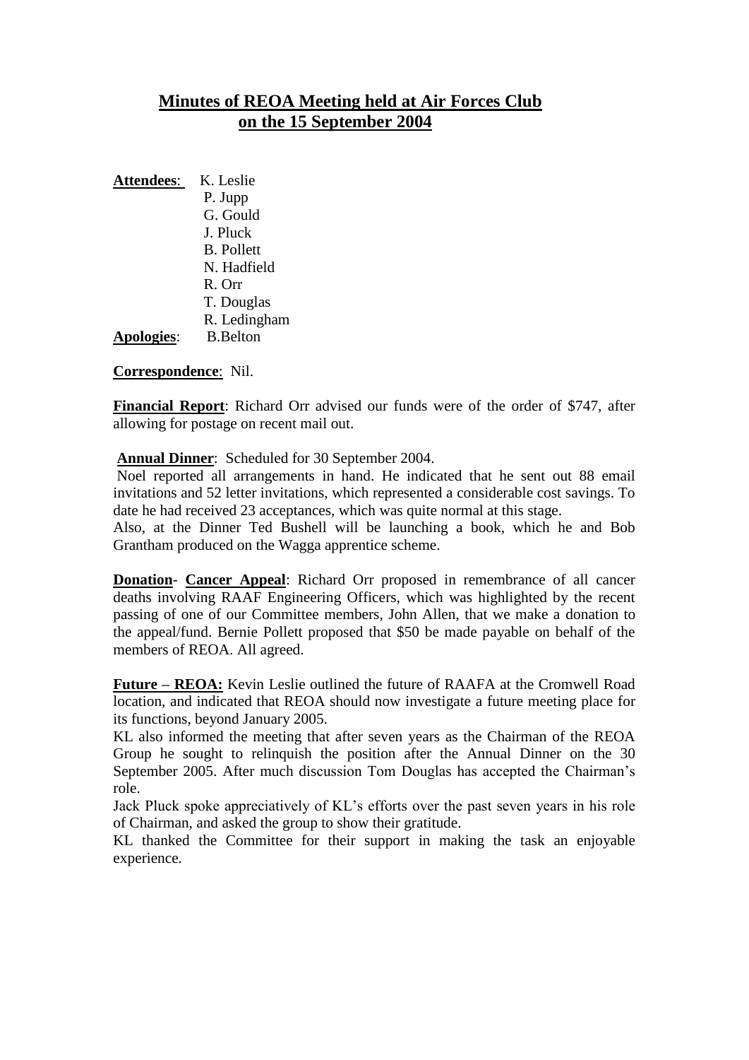# Minutes of REOA Meeting held at Air Forces Club on the 15 September 2004

**Attendees**: K. Leslie
P. Jupp
G. Gould
J. Pluck
B. Pollett
N. Hadfield
R. Orr
T. Douglas
R. Ledingham

**Apologies**: B.Belton

**Correspondence**: Nil.

**Financial Report**: Richard Orr advised our funds were of the order of $747, after allowing for postage on recent mail out.

**Annual Dinner**: Scheduled for 30 September 2004.
Noel reported all arrangements in hand. He indicated that he sent out 88 email invitations and 52 letter invitations, which represented a considerable cost savings. To date he had received 23 acceptances, which was quite normal at this stage.
Also, at the Dinner Ted Bushell will be launching a book, which he and Bob Grantham produced on the Wagga apprentice scheme.

**Donation- Cancer Appeal**: Richard Orr proposed in remembrance of all cancer deaths involving RAAF Engineering Officers, which was highlighted by the recent passing of one of our Committee members, John Allen, that we make a donation to the appeal/fund. Bernie Pollett proposed that $50 be made payable on behalf of the members of REOA. All agreed.

**Future – REOA:** Kevin Leslie outlined the future of RAAFA at the Cromwell Road location, and indicated that REOA should now investigate a future meeting place for its functions, beyond January 2005.
KL also informed the meeting that after seven years as the Chairman of the REOA Group he sought to relinquish the position after the Annual Dinner on the 30 September 2005. After much discussion Tom Douglas has accepted the Chairman's role.
Jack Pluck spoke appreciatively of KL's efforts over the past seven years in his role of Chairman, and asked the group to show their gratitude.
KL thanked the Committee for their support in making the task an enjoyable experience.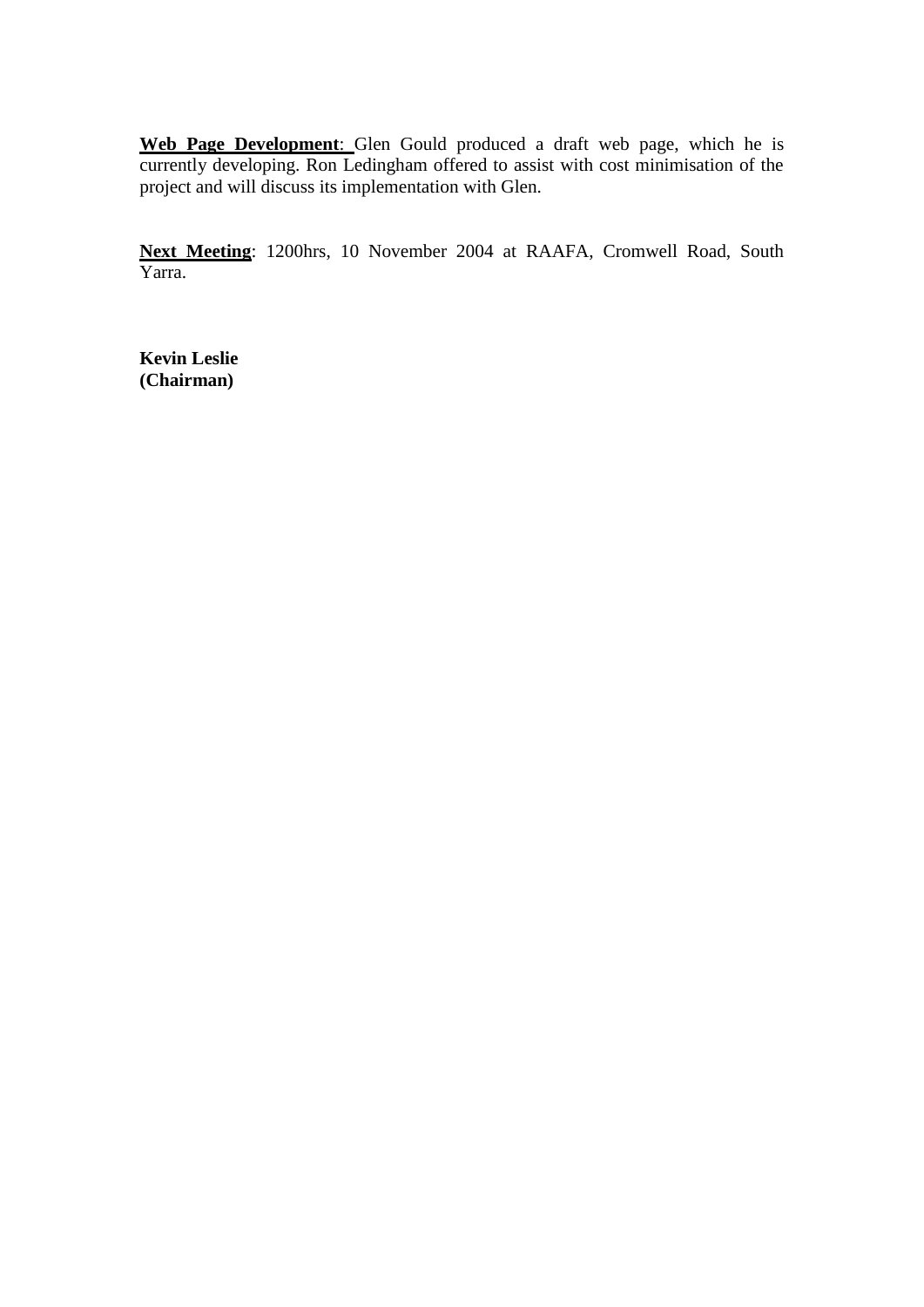**<u>Web Page Development</u>**: Glen Gould produced a draft web page, which he is currently developing. Ron Ledingham offered to assist with cost minimisation of the project and will discuss its implementation with Glen.

**<u>Next Meeting</u>**: 1200hrs, 10 November 2004 at RAAFA, Cromwell Road, South Yarra.

**Kevin Leslie**
**(Chairman)**